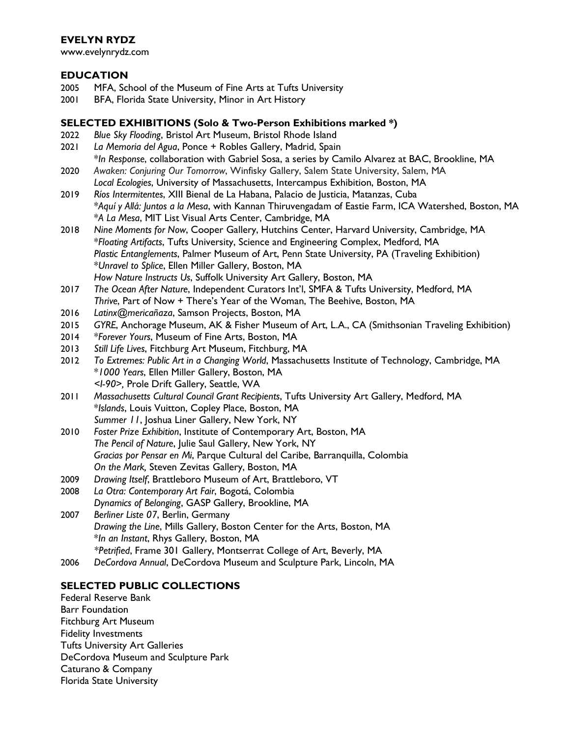**EVELYN RYDZ**
www.evelynrydz.com

## EDUCATION

2005 MFA, School of the Museum of Fine Arts at Tufts University
2001 BFA, Florida State University, Minor in Art History

## SELECTED EXHIBITIONS (Solo & Two-Person Exhibitions marked *)

2022 *Blue Sky Flooding*, Bristol Art Museum, Bristol Rhode Island
2021 *La Memoria del Agua*, Ponce + Robles Gallery, Madrid, Spain
*In Response*, collaboration with Gabriel Sosa, a series by Camilo Alvarez at BAC, Brookline, MA
2020 *Awaken: Conjuring Our Tomorrow*, Winfisky Gallery, Salem State University, Salem, MA
*Local Ecologies*, University of Massachusetts, Intercampus Exhibition, Boston, MA
2019 *Ríos Intermitentes*, XIII Bienal de La Habana, Palacio de Justicia, Matanzas, Cuba
*Aquí y Allá: Juntos a la Mesa*, with Kannan Thiruvengadam of Eastie Farm, ICA Watershed, Boston, MA
*A La Mesa*, MIT List Visual Arts Center, Cambridge, MA
2018 *Nine Moments for Now*, Cooper Gallery, Hutchins Center, Harvard University, Cambridge, MA
*Floating Artifacts*, Tufts University, Science and Engineering Complex, Medford, MA
*Plastic Entanglements*, Palmer Museum of Art, Penn State University, PA (Traveling Exhibition)
*Unravel to Splice*, Ellen Miller Gallery, Boston, MA
*How Nature Instructs Us*, Suffolk University Art Gallery, Boston, MA
2017 *The Ocean After Nature*, Independent Curators Int'l, SMFA & Tufts University, Medford, MA
*Thrive*, Part of Now + There's Year of the Woman, The Beehive, Boston, MA
2016 *Latinx@mericañaza*, Samson Projects, Boston, MA
2015 *GYRE*, Anchorage Museum, AK & Fisher Museum of Art, L.A., CA (Smithsonian Traveling Exhibition)
2014 *Forever Yours*, Museum of Fine Arts, Boston, MA
2013 *Still Life Lives*, Fitchburg Art Museum, Fitchburg, MA
2012 *To Extremes: Public Art in a Changing World*, Massachusetts Institute of Technology, Cambridge, MA
*1000 Years*, Ellen Miller Gallery, Boston, MA
*<I-90>,* Prole Drift Gallery, Seattle, WA
2011 *Massachusetts Cultural Council Grant Recipients*, Tufts University Art Gallery, Medford, MA
*Islands*, Louis Vuitton, Copley Place, Boston, MA
*Summer 11*, Joshua Liner Gallery, New York, NY
2010 *Foster Prize Exhibition*, Institute of Contemporary Art, Boston, MA
*The Pencil of Nature*, Julie Saul Gallery, New York, NY
*Gracias por Pensar en Mi*, Parque Cultural del Caribe, Barranquilla, Colombia
*On the Mark,* Steven Zevitas Gallery, Boston, MA
2009 *Drawing Itself*, Brattleboro Museum of Art, Brattleboro, VT
2008 *La Otra: Contemporary Art Fair*, Bogotá, Colombia
*Dynamics of Belonging*, GASP Gallery, Brookline, MA
2007 *Berliner Liste 07*, Berlin, Germany
*Drawing the Line*, Mills Gallery, Boston Center for the Arts, Boston, MA
*In an Instant*, Rhys Gallery, Boston, MA
*Petrified*, Frame 301 Gallery, Montserrat College of Art, Beverly, MA
2006 *DeCordova Annual*, DeCordova Museum and Sculpture Park, Lincoln, MA

## SELECTED PUBLIC COLLECTIONS

Federal Reserve Bank
Barr Foundation
Fitchburg Art Museum
Fidelity Investments
Tufts University Art Galleries
DeCordova Museum and Sculpture Park
Caturano & Company
Florida State University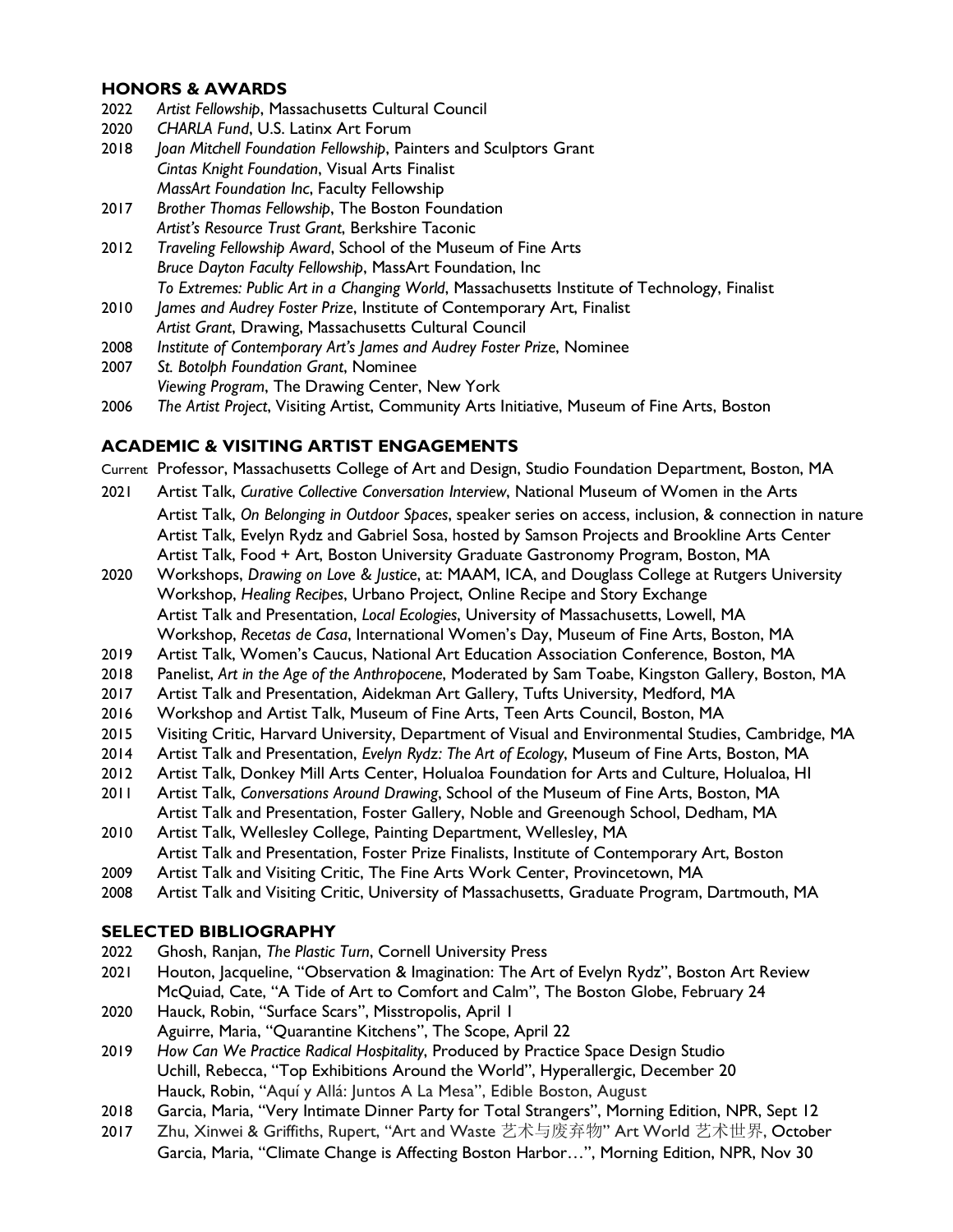## HONORS & AWARDS

2022 *Artist Fellowship*, Massachusetts Cultural Council
2020 *CHARLA Fund*, U.S. Latinx Art Forum
2018 *Joan Mitchell Foundation Fellowship*, Painters and Sculptors Grant
*Cintas Knight Foundation*, Visual Arts Finalist
*MassArt Foundation Inc*, Faculty Fellowship
2017 *Brother Thomas Fellowship*, The Boston Foundation
*Artist's Resource Trust Grant*, Berkshire Taconic
2012 *Traveling Fellowship Award*, School of the Museum of Fine Arts
*Bruce Dayton Faculty Fellowship*, MassArt Foundation, Inc
*To Extremes: Public Art in a Changing World*, Massachusetts Institute of Technology, Finalist
2010 *James and Audrey Foster Prize*, Institute of Contemporary Art, Finalist
*Artist Grant*, Drawing, Massachusetts Cultural Council
2008 *Institute of Contemporary Art's James and Audrey Foster Prize*, Nominee
2007 *St. Botolph Foundation Grant*, Nominee
*Viewing Program*, The Drawing Center, New York
2006 *The Artist Project*, Visiting Artist, Community Arts Initiative, Museum of Fine Arts, Boston

## ACADEMIC & VISITING ARTIST ENGAGEMENTS

Current Professor, Massachusetts College of Art and Design, Studio Foundation Department, Boston, MA
2021 Artist Talk, *Curative Collective Conversation Interview*, National Museum of Women in the Arts
Artist Talk, *On Belonging in Outdoor Spaces*, speaker series on access, inclusion, & connection in nature
Artist Talk, Evelyn Rydz and Gabriel Sosa, hosted by Samson Projects and Brookline Arts Center
Artist Talk, Food + Art, Boston University Graduate Gastronomy Program, Boston, MA
2020 Workshops, *Drawing on Love & Justice*, at: MAAM, ICA, and Douglass College at Rutgers University
Workshop, *Healing Recipes*, Urbano Project, Online Recipe and Story Exchange
Artist Talk and Presentation, *Local Ecologies*, University of Massachusetts, Lowell, MA
Workshop, *Recetas de Casa*, International Women's Day, Museum of Fine Arts, Boston, MA
2019 Artist Talk, Women's Caucus, National Art Education Association Conference, Boston, MA
2018 Panelist, *Art in the Age of the Anthropocene*, Moderated by Sam Toabe, Kingston Gallery, Boston, MA
2017 Artist Talk and Presentation, Aidekman Art Gallery, Tufts University, Medford, MA
2016 Workshop and Artist Talk, Museum of Fine Arts, Teen Arts Council, Boston, MA
2015 Visiting Critic, Harvard University, Department of Visual and Environmental Studies, Cambridge, MA
2014 Artist Talk and Presentation, *Evelyn Rydz: The Art of Ecology*, Museum of Fine Arts, Boston, MA
2012 Artist Talk, Donkey Mill Arts Center, Holualoa Foundation for Arts and Culture, Holualoa, HI
2011 Artist Talk, *Conversations Around Drawing*, School of the Museum of Fine Arts, Boston, MA
Artist Talk and Presentation, Foster Gallery, Noble and Greenough School, Dedham, MA
2010 Artist Talk, Wellesley College, Painting Department, Wellesley, MA
Artist Talk and Presentation, Foster Prize Finalists, Institute of Contemporary Art, Boston
2009 Artist Talk and Visiting Critic, The Fine Arts Work Center, Provincetown, MA
2008 Artist Talk and Visiting Critic, University of Massachusetts, Graduate Program, Dartmouth, MA

## SELECTED BIBLIOGRAPHY

2022 Ghosh, Ranjan, *The Plastic Turn*, Cornell University Press
2021 Houton, Jacqueline, "Observation & Imagination: The Art of Evelyn Rydz", Boston Art Review
McQuiad, Cate, "A Tide of Art to Comfort and Calm", The Boston Globe, February 24
2020 Hauck, Robin, "Surface Scars", Misstropolis, April 1
Aguirre, Maria, "Quarantine Kitchens", The Scope, April 22
2019 *How Can We Practice Radical Hospitality*, Produced by Practice Space Design Studio
Uchill, Rebecca, "Top Exhibitions Around the World", Hyperallergic, December 20
Hauck, Robin, "Aquí y Allá: Juntos A La Mesa", Edible Boston, August
2018 Garcia, Maria, "Very Intimate Dinner Party for Total Strangers", Morning Edition, NPR, Sept 12
2017 Zhu, Xinwei & Griffiths, Rupert, "Art and Waste 艺术与废弃物" Art World 艺术世界, October
Garcia, Maria, "Climate Change is Affecting Boston Harbor…", Morning Edition, NPR, Nov 30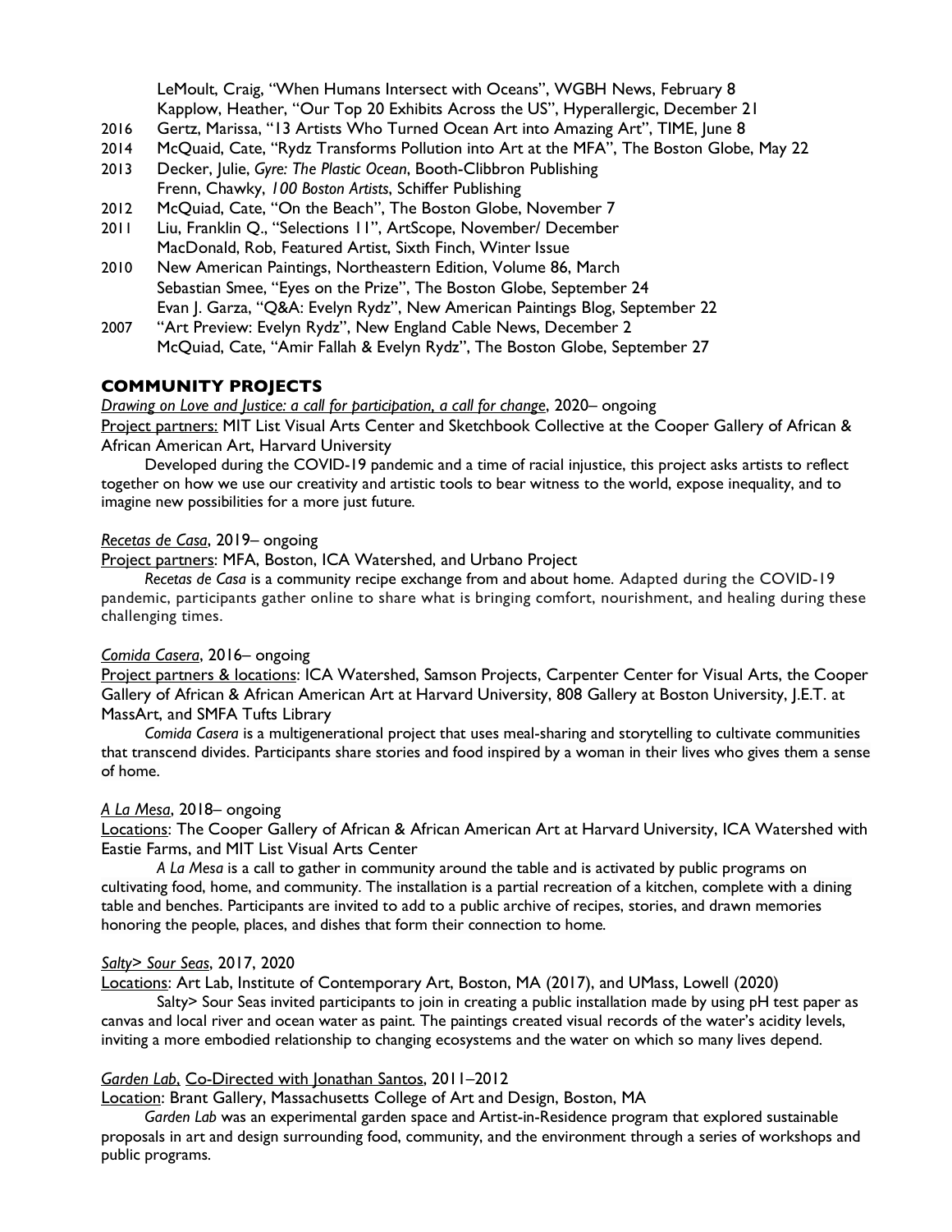LeMoult, Craig, "When Humans Intersect with Oceans", WGBH News, February 8
Kapplow, Heather, "Our Top 20 Exhibits Across the US", Hyperallergic, December 21

2016 Gertz, Marissa, "13 Artists Who Turned Ocean Art into Amazing Art", TIME, June 8

2014 McQuaid, Cate, "Rydz Transforms Pollution into Art at the MFA", The Boston Globe, May 22

2013 Decker, Julie, *Gyre: The Plastic Ocean*, Booth-Clibbron Publishing
Frenn, Chawky, *100 Boston Artists*, Schiffer Publishing

2012 McQuiad, Cate, "On the Beach", The Boston Globe, November 7

2011 Liu, Franklin Q., "Selections 11", ArtScope, November/ December
MacDonald, Rob, Featured Artist, Sixth Finch, Winter Issue

2010 New American Paintings, Northeastern Edition, Volume 86, March
Sebastian Smee, "Eyes on the Prize", The Boston Globe, September 24
Evan J. Garza, "Q&A: Evelyn Rydz", New American Paintings Blog, September 22

2007 "Art Preview: Evelyn Rydz", New England Cable News, December 2
McQuiad, Cate, "Amir Fallah & Evelyn Rydz", The Boston Globe, September 27

## COMMUNITY PROJECTS

*Drawing on Love and Justice: a call for participation, a call for change*, 2020– ongoing
Project partners: MIT List Visual Arts Center and Sketchbook Collective at the Cooper Gallery of African & African American Art, Harvard University

Developed during the COVID-19 pandemic and a time of racial injustice, this project asks artists to reflect together on how we use our creativity and artistic tools to bear witness to the world, expose inequality, and to imagine new possibilities for a more just future.

*Recetas de Casa*, 2019– ongoing
Project partners: MFA, Boston, ICA Watershed, and Urbano Project

*Recetas de Casa* is a community recipe exchange from and about home. Adapted during the COVID-19 pandemic, participants gather online to share what is bringing comfort, nourishment, and healing during these challenging times.

*Comida Casera*, 2016– ongoing
Project partners & locations: ICA Watershed, Samson Projects, Carpenter Center for Visual Arts, the Cooper Gallery of African & African American Art at Harvard University, 808 Gallery at Boston University, J.E.T. at MassArt, and SMFA Tufts Library

*Comida Casera* is a multigenerational project that uses meal-sharing and storytelling to cultivate communities that transcend divides. Participants share stories and food inspired by a woman in their lives who gives them a sense of home.

*A La Mesa*, 2018– ongoing
Locations: The Cooper Gallery of African & African American Art at Harvard University, ICA Watershed with Eastie Farms, and MIT List Visual Arts Center

*A La Mesa* is a call to gather in community around the table and is activated by public programs on cultivating food, home, and community. The installation is a partial recreation of a kitchen, complete with a dining table and benches. Participants are invited to add to a public archive of recipes, stories, and drawn memories honoring the people, places, and dishes that form their connection to home.

*Salty> Sour Seas*, 2017, 2020
Locations: Art Lab, Institute of Contemporary Art, Boston, MA (2017), and UMass, Lowell (2020)

Salty> Sour Seas invited participants to join in creating a public installation made by using pH test paper as canvas and local river and ocean water as paint. The paintings created visual records of the water's acidity levels, inviting a more embodied relationship to changing ecosystems and the water on which so many lives depend.

*Garden Lab*, Co-Directed with Jonathan Santos, 2011–2012
Location: Brant Gallery, Massachusetts College of Art and Design, Boston, MA

*Garden Lab* was an experimental garden space and Artist-in-Residence program that explored sustainable proposals in art and design surrounding food, community, and the environment through a series of workshops and public programs.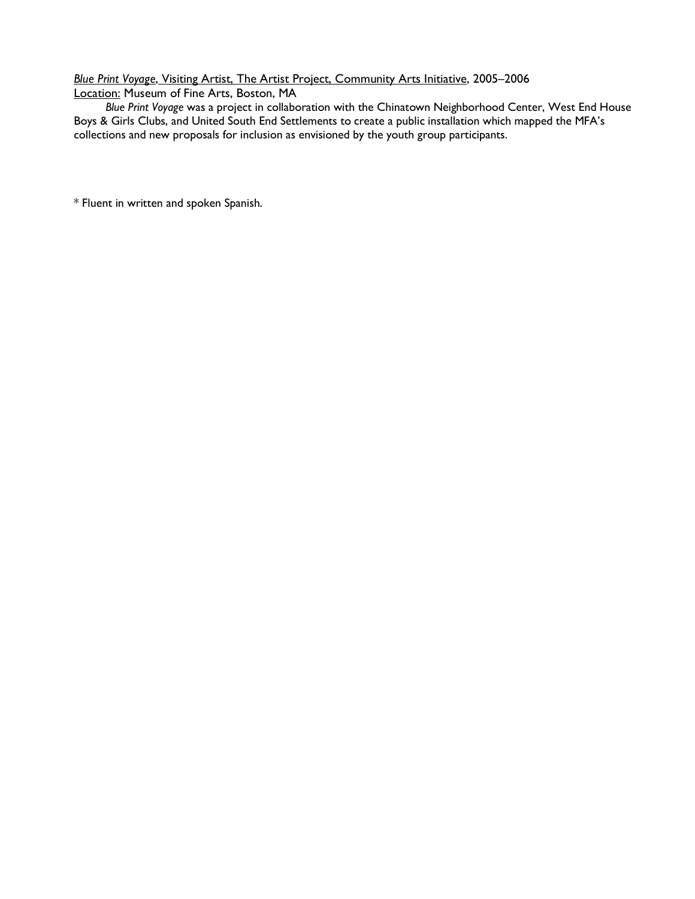<u>*Blue Print Voyage*, Visiting Artist, The Artist Project, Community Arts Initiative</u>, 2005–2006
<u>Location:</u> Museum of Fine Arts, Boston, MA

*Blue Print Voyage* was a project in collaboration with the Chinatown Neighborhood Center, West End House Boys & Girls Clubs, and United South End Settlements to create a public installation which mapped the MFA's collections and new proposals for inclusion as envisioned by the youth group participants.

* Fluent in written and spoken Spanish.